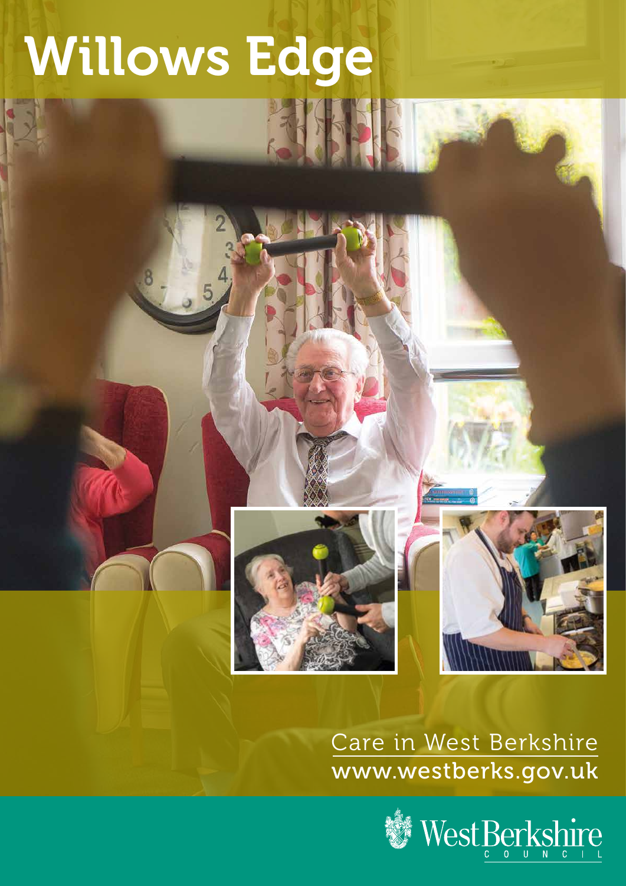# Willows Edge

Care in West Berkshire

www.westberks.gov.uk

West Berkshire Council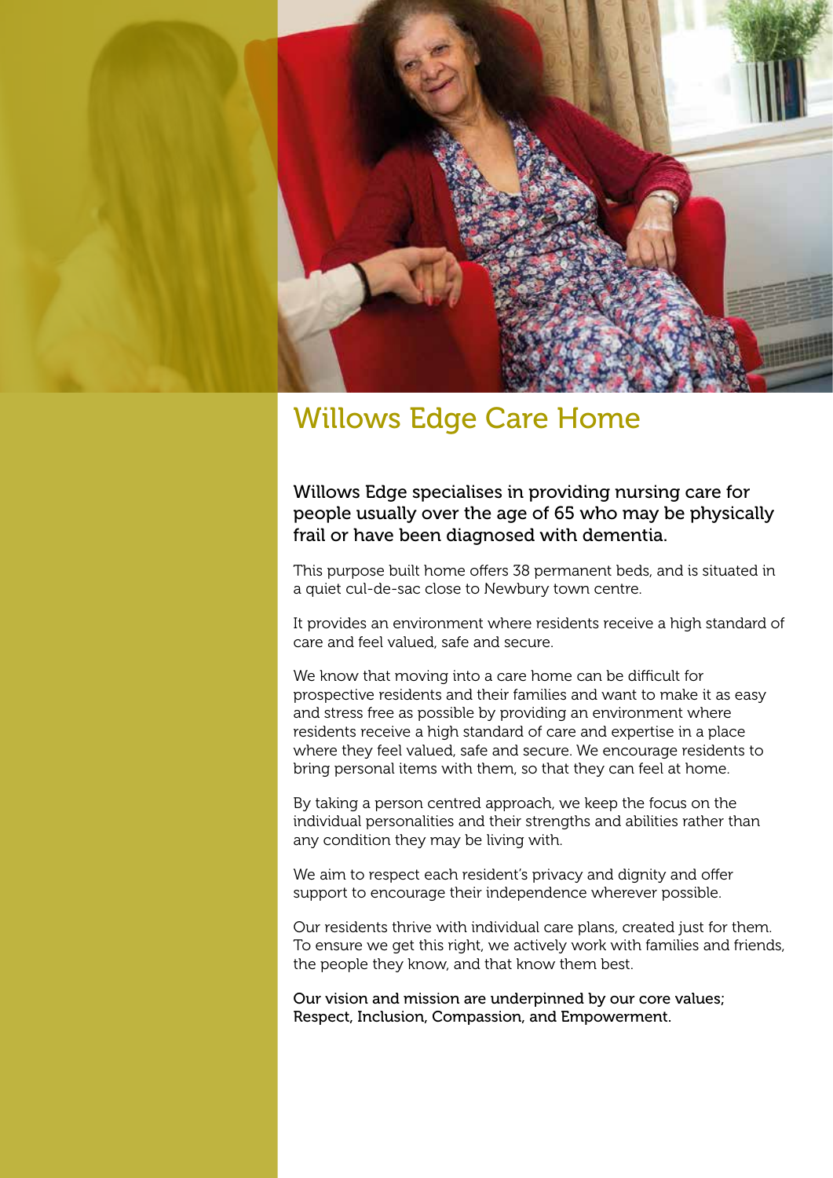# Willows Edge Care Home

**Willows Edge specialises in providing nursing care for people usually over the age of 65 who may be physically frail or have been diagnosed with dementia.**

This purpose built home offers 38 permanent beds, and is situated in a quiet cul-de-sac close to Newbury town centre.

It provides an environment where residents receive a high standard of care and feel valued, safe and secure.

We know that moving into a care home can be difficult for prospective residents and their families and want to make it as easy and stress free as possible by providing an environment where residents receive a high standard of care and expertise in a place where they feel valued, safe and secure. We encourage residents to bring personal items with them, so that they can feel at home.

By taking a person centred approach, we keep the focus on the individual personalities and their strengths and abilities rather than any condition they may be living with.

We aim to respect each resident's privacy and dignity and offer support to encourage their independence wherever possible.

Our residents thrive with individual care plans, created just for them. To ensure we get this right, we actively work with families and friends, the people they know, and that know them best.

**Our vision and mission are underpinned by our core values; Respect, Inclusion, Compassion, and Empowerment.**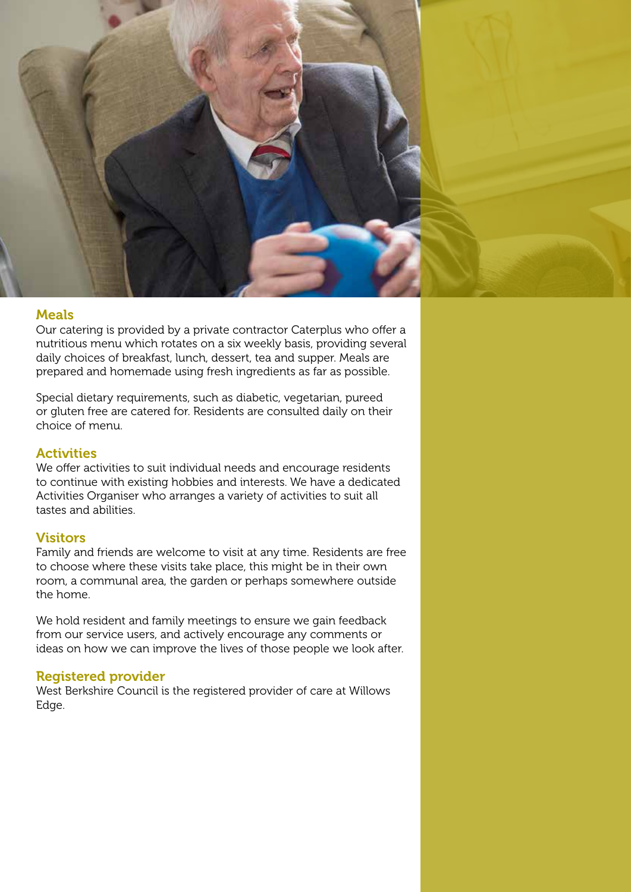## Meals

Our catering is provided by a private contractor Caterplus who offer a nutritious menu which rotates on a six weekly basis, providing several daily choices of breakfast, lunch, dessert, tea and supper. Meals are prepared and homemade using fresh ingredients as far as possible.

Special dietary requirements, such as diabetic, vegetarian, pureed or gluten free are catered for. Residents are consulted daily on their choice of menu.

## Activities

We offer activities to suit individual needs and encourage residents to continue with existing hobbies and interests. We have a dedicated Activities Organiser who arranges a variety of activities to suit all tastes and abilities.

## Visitors

Family and friends are welcome to visit at any time. Residents are free to choose where these visits take place, this might be in their own room, a communal area, the garden or perhaps somewhere outside the home.

We hold resident and family meetings to ensure we gain feedback from our service users, and actively encourage any comments or ideas on how we can improve the lives of those people we look after.

## Registered provider

West Berkshire Council is the registered provider of care at Willows Edge.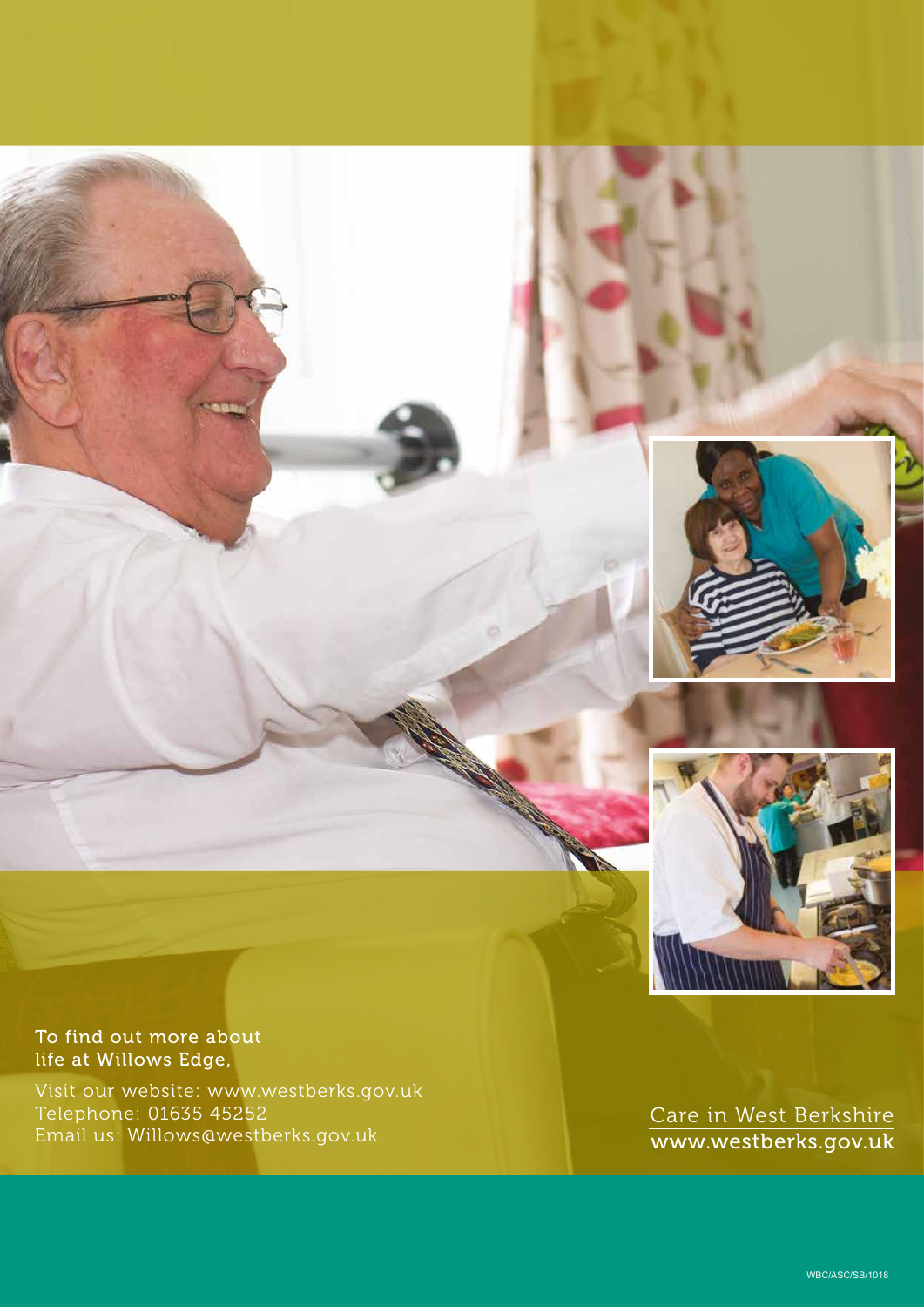To find out more about life at Willows Edge,

Visit our website: www.westberks.gov.uk
Telephone: 01635 45252
Email us: Willows@westberks.gov.uk

Care in West Berkshire
www.westberks.gov.uk

WBC/ASC/SB/1018